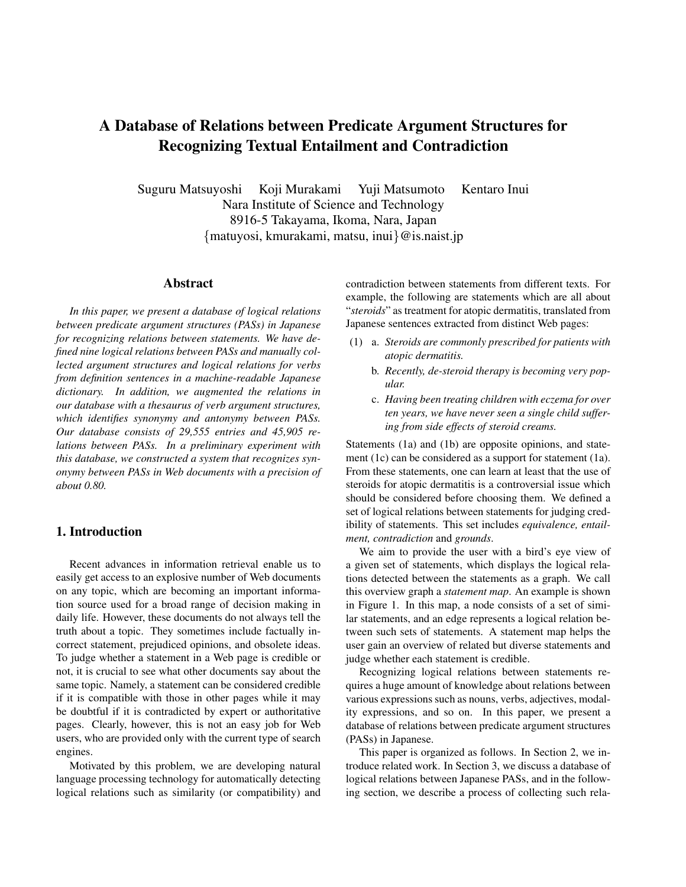# A Database of Relations between Predicate Argument Structures for Recognizing Textual Entailment and Contradiction

Suguru Matsuyoshi  Koji Murakami  Yuji Matsumoto  Kentaro Inui
Nara Institute of Science and Technology
8916-5 Takayama, Ikoma, Nara, Japan
{matuyosi, kmurakami, matsu, inui}@is.naist.jp

## Abstract

*In this paper, we present a database of logical relations between predicate argument structures (PASs) in Japanese for recognizing relations between statements. We have defined nine logical relations between PASs and manually collected argument structures and logical relations for verbs from definition sentences in a machine-readable Japanese dictionary. In addition, we augmented the relations in our database with a thesaurus of verb argument structures, which identifies synonymy and antonymy between PASs. Our database consists of 29,555 entries and 45,905 relations between PASs. In a preliminary experiment with this database, we constructed a system that recognizes synonymy between PASs in Web documents with a precision of about 0.80.*

## 1. Introduction

Recent advances in information retrieval enable us to easily get access to an explosive number of Web documents on any topic, which are becoming an important information source used for a broad range of decision making in daily life. However, these documents do not always tell the truth about a topic. They sometimes include factually incorrect statement, prejudiced opinions, and obsolete ideas. To judge whether a statement in a Web page is credible or not, it is crucial to see what other documents say about the same topic. Namely, a statement can be considered credible if it is compatible with those in other pages while it may be doubtful if it is contradicted by expert or authoritative pages. Clearly, however, this is not an easy job for Web users, who are provided only with the current type of search engines.

Motivated by this problem, we are developing natural language processing technology for automatically detecting logical relations such as similarity (or compatibility) and contradiction between statements from different texts. For example, the following are statements which are all about "*steroids*" as treatment for atopic dermatitis, translated from Japanese sentences extracted from distinct Web pages:

(1) a. *Steroids are commonly prescribed for patients with atopic dermatitis.*
  b. *Recently, de-steroid therapy is becoming very popular.*
  c. *Having been treating children with eczema for over ten years, we have never seen a single child suffering from side effects of steroid creams.*

Statements (1a) and (1b) are opposite opinions, and statement (1c) can be considered as a support for statement (1a). From these statements, one can learn at least that the use of steroids for atopic dermatitis is a controversial issue which should be considered before choosing them. We defined a set of logical relations between statements for judging credibility of statements. This set includes *equivalence, entailment, contradiction* and *grounds*.

We aim to provide the user with a bird's eye view of a given set of statements, which displays the logical relations detected between the statements as a graph. We call this overview graph a *statement map*. An example is shown in Figure 1. In this map, a node consists of a set of similar statements, and an edge represents a logical relation between such sets of statements. A statement map helps the user gain an overview of related but diverse statements and judge whether each statement is credible.

Recognizing logical relations between statements requires a huge amount of knowledge about relations between various expressions such as nouns, verbs, adjectives, modality expressions, and so on. In this paper, we present a database of relations between predicate argument structures (PASs) in Japanese.

This paper is organized as follows. In Section 2, we introduce related work. In Section 3, we discuss a database of logical relations between Japanese PASs, and in the following section, we describe a process of collecting such rela-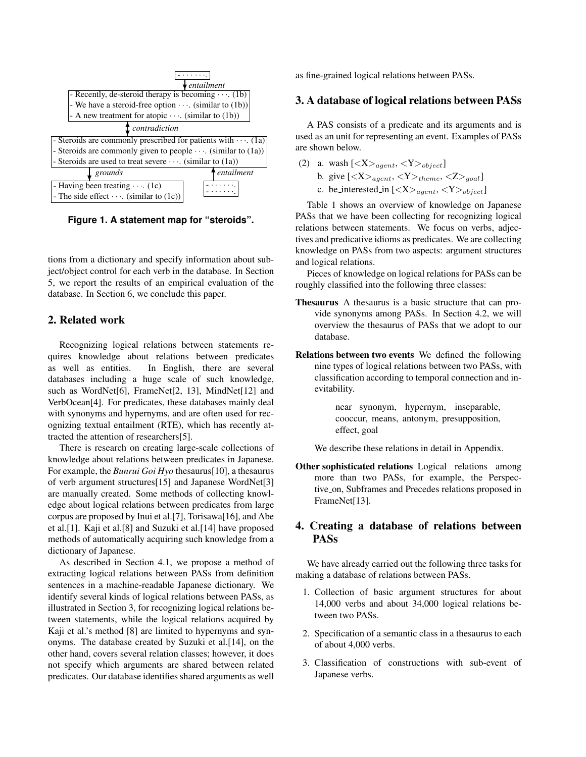- · · · · · · ·.

*entailment*

- Recently, de-steroid therapy is becoming · · ·. (1b)
- We have a steroid-free option · · ·. (similar to (1b))
- A new treatment for atopic · · ·. (similar to (1b))

*contradiction*

- Steroids are commonly prescribed for patients with · · ·. (1a)
- Steroids are commonly given to people · · ·. (similar to (1a))
- Steroids are used to treat severe · · ·. (similar to (1a))

*grounds* / *entailment*

- Having been treating · · ·. (1c)
- The side effect · · ·. (similar to (1c))

- · · · · · · ·.
- · · · · · · ·.

**Figure 1. A statement map for "steroids".**

tions from a dictionary and specify information about subject/object control for each verb in the database. In Section 5, we report the results of an empirical evaluation of the database. In Section 6, we conclude this paper.

## 2. Related work

Recognizing logical relations between statements requires knowledge about relations between predicates as well as entities. In English, there are several databases including a huge scale of such knowledge, such as WordNet[6], FrameNet[2, 13], MindNet[12] and VerbOcean[4]. For predicates, these databases mainly deal with synonyms and hypernyms, and are often used for recognizing textual entailment (RTE), which has recently attracted the attention of researchers[5].

There is research on creating large-scale collections of knowledge about relations between predicates in Japanese. For example, the *Bunrui Goi Hyo* thesaurus[10], a thesaurus of verb argument structures[15] and Japanese WordNet[3] are manually created. Some methods of collecting knowledge about logical relations between predicates from large corpus are proposed by Inui et al.[7], Torisawa[16], and Abe et al.[1]. Kaji et al.[8] and Suzuki et al.[14] have proposed methods of automatically acquiring such knowledge from a dictionary of Japanese.

As described in Section 4.1, we propose a method of extracting logical relations between PASs from definition sentences in a machine-readable Japanese dictionary. We identify several kinds of logical relations between PASs, as illustrated in Section 3, for recognizing logical relations between statements, while the logical relations acquired by Kaji et al.'s method [8] are limited to hypernyms and synonyms. The database created by Suzuki et al.[14], on the other hand, covers several relation classes; however, it does not specify which arguments are shared between related predicates. Our database identifies shared arguments as well as fine-grained logical relations between PASs.

## 3. A database of logical relations between PASs

A PAS consists of a predicate and its arguments and is used as an unit for representing an event. Examples of PASs are shown below.

(2) a. wash [$<$X$>_{agent}$, $<$Y$>_{object}$]
    b. give [$<$X$>_{agent}$, $<$Y$>_{theme}$, $<$Z$>_{goal}$]
    c. be_interested_in [$<$X$>_{agent}$, $<$Y$>_{object}$]

Table 1 shows an overview of knowledge on Japanese PASs that we have been collecting for recognizing logical relations between statements. We focus on verbs, adjectives and predicative idioms as predicates. We are collecting knowledge on PASs from two aspects: argument structures and logical relations.

Pieces of knowledge on logical relations for PASs can be roughly classified into the following three classes:

**Thesaurus** A thesaurus is a basic structure that can provide synonyms among PASs. In Section 4.2, we will overview the thesaurus of PASs that we adopt to our database.

**Relations between two events** We defined the following nine types of logical relations between two PASs, with classification according to temporal connection and inevitability.

> near synonym, hypernym, inseparable, cooccur, means, antonym, presupposition, effect, goal

We describe these relations in detail in Appendix.

**Other sophisticated relations** Logical relations among more than two PASs, for example, the Perspective_on, Subframes and Precedes relations proposed in FrameNet[13].

## 4. Creating a database of relations between PASs

We have already carried out the following three tasks for making a database of relations between PASs.

1. Collection of basic argument structures for about 14,000 verbs and about 34,000 logical relations between two PASs.
2. Specification of a semantic class in a thesaurus to each of about 4,000 verbs.
3. Classification of constructions with sub-event of Japanese verbs.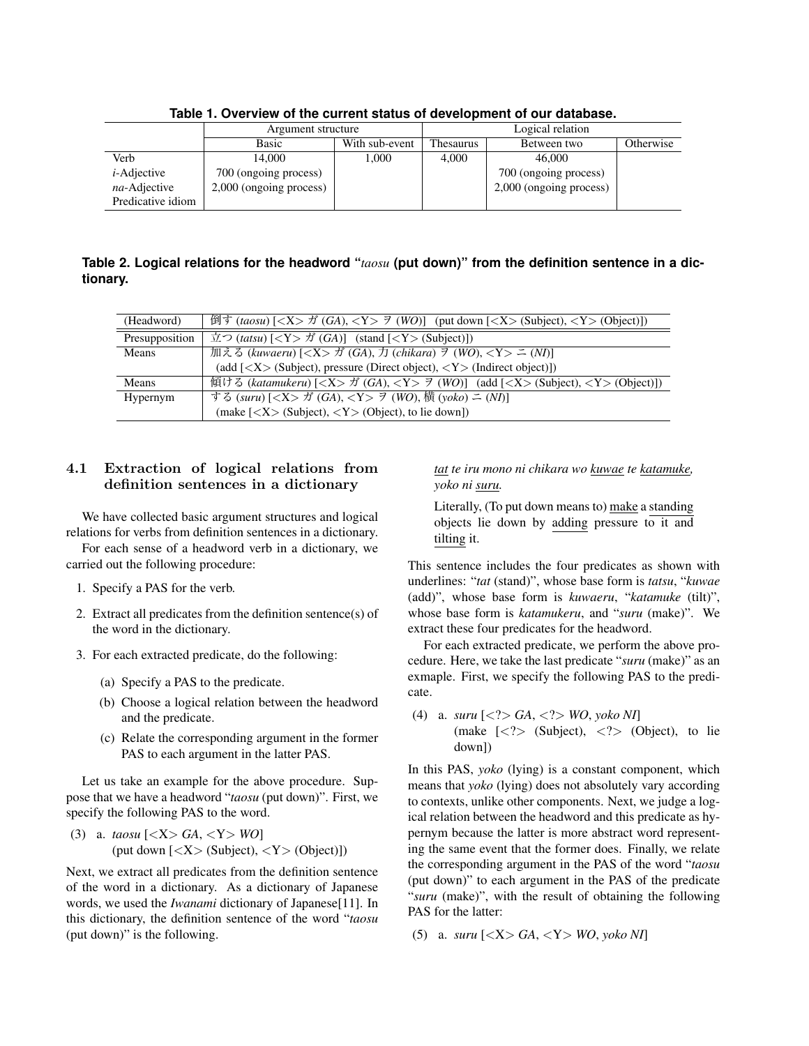**Table 1. Overview of the current status of development of our database.**

| | Argument structure | | Logical relation | | |
|---|---|---|---|---|---|
| | Basic | With sub-event | Thesaurus | Between two | Otherwise |
| Verb | 14,000 | 1,000 | 4,000 | 46,000 | |
| *i*-Adjective | 700 (ongoing process) | | | 700 (ongoing process) | |
| *na*-Adjective | 2,000 (ongoing process) | | | 2,000 (ongoing process) | |
| Predicative idiom | | | | | |

**Table 2. Logical relations for the headword "*taosu* (put down)" from the definition sentence in a dictionary.**

| (Headword) | 倒す (*taosu*) [<X> ガ (*GA*), <Y> ヲ (*WO*)] (put down [<X> (Subject), <Y> (Object)]) |
|---|---|
| Presupposition | 立つ (*tatsu*) [<Y> ガ (*GA*)] (stand [<Y> (Subject)]) |
| Means | 加える (*kuwaeru*) [<X> ガ (*GA*), 力 (*chikara*) ヲ (*WO*), <Y> ニ (*NI*)] (add [<X> (Subject), pressure (Direct object), <Y> (Indirect object)]) |
| Means | 傾ける (*katamukeru*) [<X> ガ (*GA*), <Y> ヲ (*WO*)] (add [<X> (Subject), <Y> (Object)]) |
| Hypernym | する (*suru*) [<X> ガ (*GA*), <Y> ヲ (*WO*), 横 (*yoko*) ニ (*NI*)] (make [<X> (Subject), <Y> (Object), to lie down]) |

### 4.1 Extraction of logical relations from definition sentences in a dictionary

We have collected basic argument structures and logical relations for verbs from definition sentences in a dictionary.

For each sense of a headword verb in a dictionary, we carried out the following procedure:

1. Specify a PAS for the verb.
2. Extract all predicates from the definition sentence(s) of the word in the dictionary.
3. For each extracted predicate, do the following:
   (a) Specify a PAS to the predicate.
   (b) Choose a logical relation between the headword and the predicate.
   (c) Relate the corresponding argument in the former PAS to each argument in the latter PAS.

Let us take an example for the above procedure. Suppose that we have a headword "*taosu* (put down)". First, we specify the following PAS to the word.

(3) a. *taosu* [<X> *GA*, <Y> *WO*]
(put down [<X> (Subject), <Y> (Object)])

Next, we extract all predicates from the definition sentence of the word in a dictionary. As a dictionary of Japanese words, we used the *Iwanami* dictionary of Japanese[11]. In this dictionary, the definition sentence of the word "*taosu* (put down)" is the following.

> *tat te iru mono ni chikara wo kuwae te katamuke, yoko ni suru.*
>
> Literally, (To put down means to) make a standing objects lie down by adding pressure to it and tilting it.

This sentence includes the four predicates as shown with underlines: "*tat* (stand)", whose base form is *tatsu*, "*kuwae* (add)", whose base form is *kuwaeru*, "*katamuke* (tilt)", whose base form is *katamukeru*, and "*suru* (make)". We extract these four predicates for the headword.

For each extracted predicate, we perform the above procedure. Here, we take the last predicate "*suru* (make)" as an exmaple. First, we specify the following PAS to the predicate.

(4) a. *suru* [<?> *GA*, <?> *WO*, *yoko NI*]
(make [<?> (Subject), <?> (Object), to lie down])

In this PAS, *yoko* (lying) is a constant component, which means that *yoko* (lying) does not absolutely vary according to contexts, unlike other components. Next, we judge a logical relation between the headword and this predicate as hypernym because the latter is more abstract word representing the same event that the former does. Finally, we relate the corresponding argument in the PAS of the word "*taosu* (put down)" to each argument in the PAS of the predicate "*suru* (make)", with the result of obtaining the following PAS for the latter:

(5) a. *suru* [<X> *GA*, <Y> *WO*, *yoko NI*]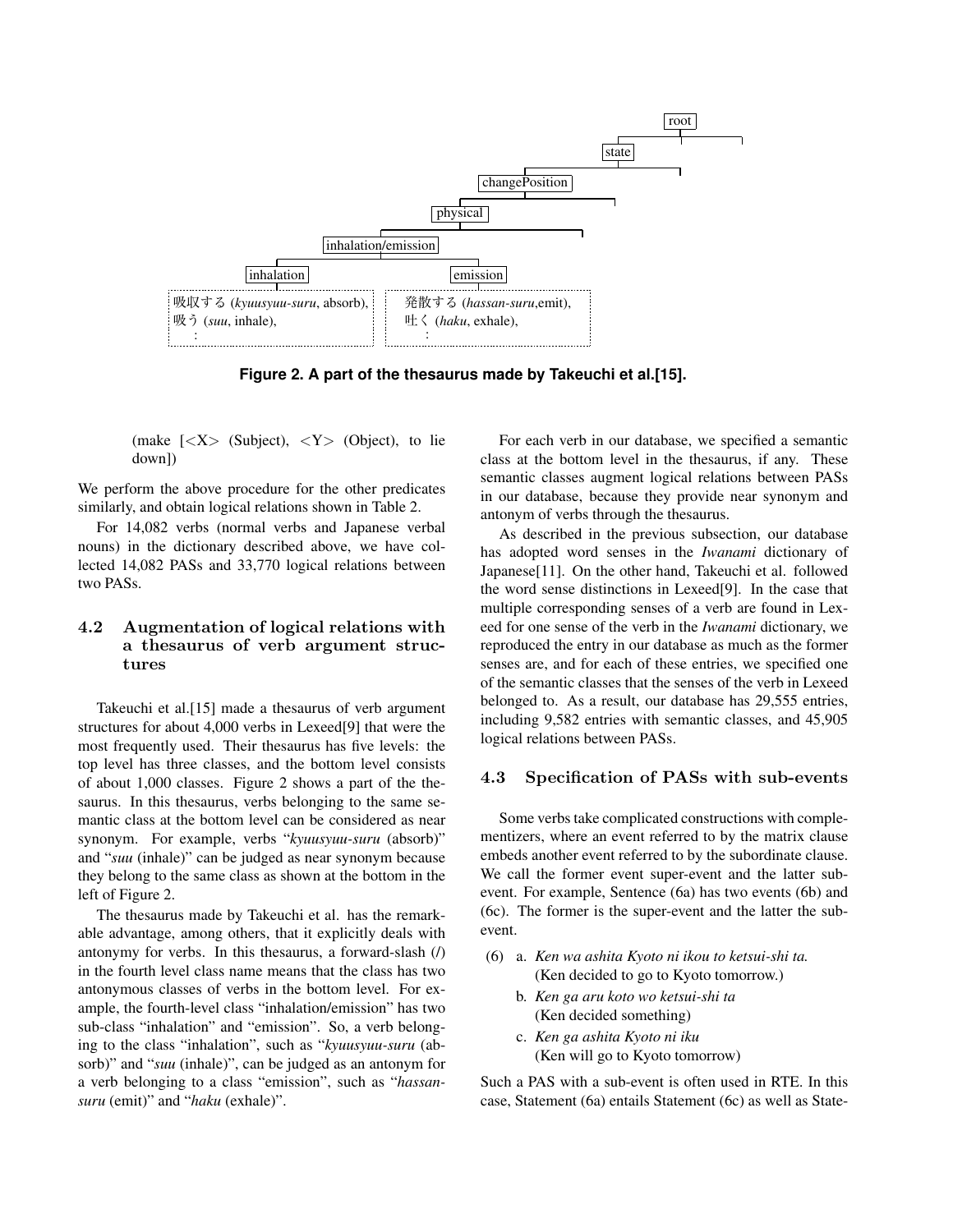root

state

changePosition

physical

inhalation/emission

inhalation

emission

吸収する (*kyuusyuu-suru*, absorb),
吸う (*suu*, inhale),
:

発散する (*hassan-suru*,emit),
吐く (*haku*, exhale),
:

**Figure 2. A part of the thesaurus made by Takeuchi et al.[15].**

(make [<X> (Subject), <Y> (Object), to lie down])

We perform the above procedure for the other predicates similarly, and obtain logical relations shown in Table 2.

For 14,082 verbs (normal verbs and Japanese verbal nouns) in the dictionary described above, we have collected 14,082 PASs and 33,770 logical relations between two PASs.

### 4.2 Augmentation of logical relations with a thesaurus of verb argument structures

Takeuchi et al.[15] made a thesaurus of verb argument structures for about 4,000 verbs in Lexeed[9] that were the most frequently used. Their thesaurus has five levels: the top level has three classes, and the bottom level consists of about 1,000 classes. Figure 2 shows a part of the thesaurus. In this thesaurus, verbs belonging to the same semantic class at the bottom level can be considered as near synonym. For example, verbs "*kyuusyuu-suru* (absorb)" and "*suu* (inhale)" can be judged as near synonym because they belong to the same class as shown at the bottom in the left of Figure 2.

The thesaurus made by Takeuchi et al. has the remarkable advantage, among others, that it explicitly deals with antonymy for verbs. In this thesaurus, a forward-slash (/) in the fourth level class name means that the class has two antonymous classes of verbs in the bottom level. For example, the fourth-level class "inhalation/emission" has two sub-class "inhalation" and "emission". So, a verb belonging to the class "inhalation", such as "*kyuusyuu-suru* (absorb)" and "*suu* (inhale)", can be judged as an antonym for a verb belonging to a class "emission", such as "*hassan-suru* (emit)" and "*haku* (exhale)".

For each verb in our database, we specified a semantic class at the bottom level in the thesaurus, if any. These semantic classes augment logical relations between PASs in our database, because they provide near synonym and antonym of verbs through the thesaurus.

As described in the previous subsection, our database has adopted word senses in the *Iwanami* dictionary of Japanese[11]. On the other hand, Takeuchi et al. followed the word sense distinctions in Lexeed[9]. In the case that multiple corresponding senses of a verb are found in Lexeed for one sense of the verb in the *Iwanami* dictionary, we reproduced the entry in our database as much as the former senses are, and for each of these entries, we specified one of the semantic classes that the senses of the verb in Lexeed belonged to. As a result, our database has 29,555 entries, including 9,582 entries with semantic classes, and 45,905 logical relations between PASs.

### 4.3 Specification of PASs with sub-events

Some verbs take complicated constructions with complementizers, where an event referred to by the matrix clause embeds another event referred to by the subordinate clause. We call the former event super-event and the latter sub-event. For example, Sentence (6a) has two events (6b) and (6c). The former is the super-event and the latter the sub-event.

(6) a. *Ken wa ashita Kyoto ni ikou to ketsui-shi ta.*
(Ken decided to go to Kyoto tomorrow.)

b. *Ken ga aru koto wo ketsui-shi ta*
(Ken decided something)

c. *Ken ga ashita Kyoto ni iku*
(Ken will go to Kyoto tomorrow)

Such a PAS with a sub-event is often used in RTE. In this case, Statement (6a) entails Statement (6c) as well as State-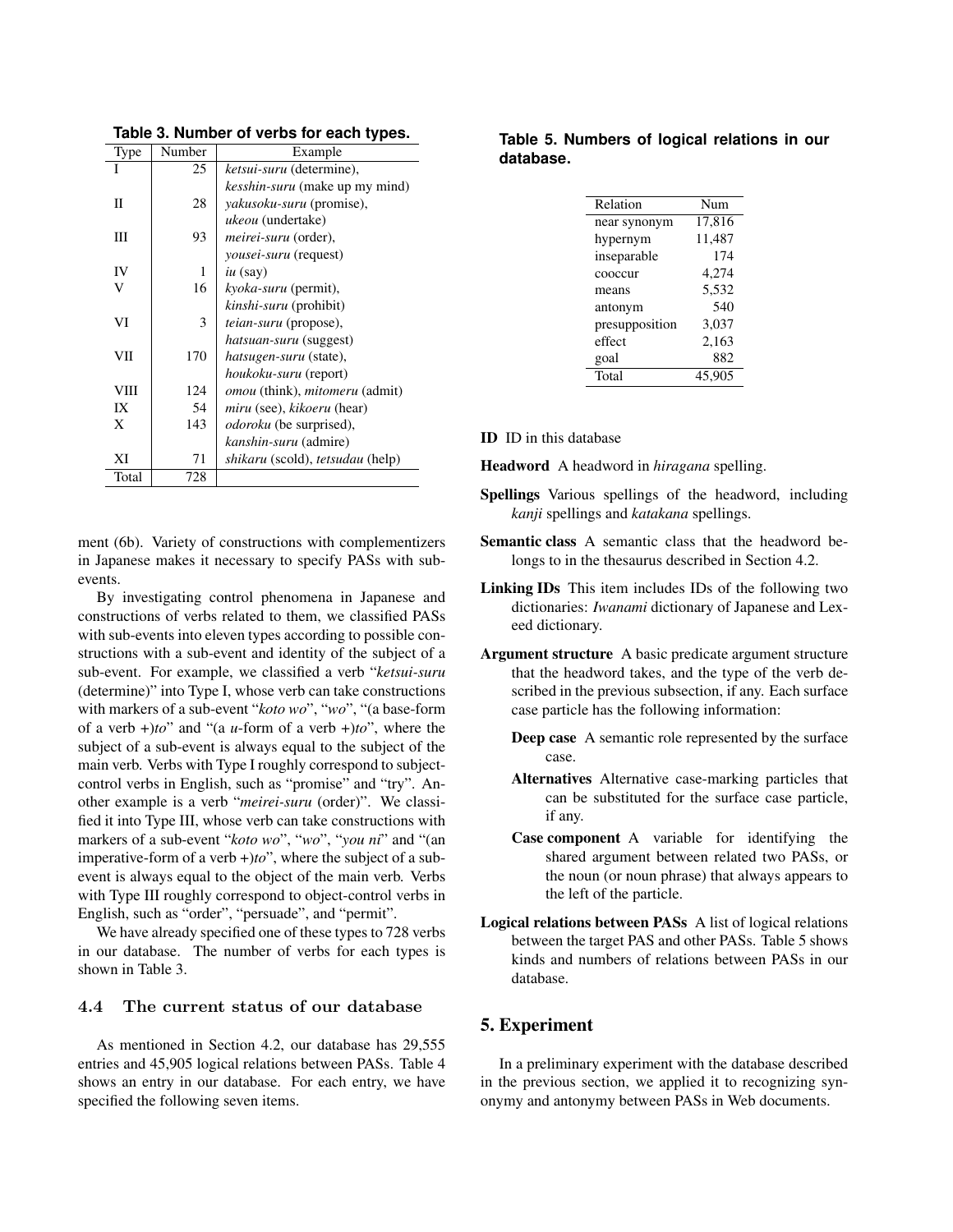**Table 3. Number of verbs for each types.**

| Type | Number | Example |
|---|---|---|
| I | 25 | *ketsui-suru* (determine), *kesshin-suru* (make up my mind) |
| II | 28 | *yakusoku-suru* (promise), *ukeou* (undertake) |
| III | 93 | *meirei-suru* (order), *yousei-suru* (request) |
| IV | 1 | *iu* (say) |
| V | 16 | *kyoka-suru* (permit), *kinshi-suru* (prohibit) |
| VI | 3 | *teian-suru* (propose), *hatsuan-suru* (suggest) |
| VII | 170 | *hatsugen-suru* (state), *houkoku-suru* (report) |
| VIII | 124 | *omou* (think), *mitomeru* (admit) |
| IX | 54 | *miru* (see), *kikoeru* (hear) |
| X | 143 | *odoroku* (be surprised), *kanshin-suru* (admire) |
| XI | 71 | *shikaru* (scold), *tetsudau* (help) |
| Total | 728 | |

ment (6b). Variety of constructions with complementizers in Japanese makes it necessary to specify PASs with sub-events.

By investigating control phenomena in Japanese and constructions of verbs related to them, we classified PASs with sub-events into eleven types according to possible constructions with a sub-event and identity of the subject of a sub-event. For example, we classified a verb "*ketsui-suru* (determine)" into Type I, whose verb can take constructions with markers of a sub-event "*koto wo*", "*wo*", "(a base-form of a verb +)*to*" and "(a *u*-form of a verb +)*to*", where the subject of a sub-event is always equal to the subject of the main verb. Verbs with Type I roughly correspond to subject-control verbs in English, such as "promise" and "try". Another example is a verb "*meirei-suru* (order)". We classified it into Type III, whose verb can take constructions with markers of a sub-event "*koto wo*", "*wo*", "*you ni*" and "(an imperative-form of a verb +)*to*", where the subject of a sub-event is always equal to the object of the main verb. Verbs with Type III roughly correspond to object-control verbs in English, such as "order", "persuade", and "permit".

We have already specified one of these types to 728 verbs in our database. The number of verbs for each types is shown in Table 3.

### 4.4 The current status of our database

As mentioned in Section 4.2, our database has 29,555 entries and 45,905 logical relations between PASs. Table 4 shows an entry in our database. For each entry, we have specified the following seven items.

**Table 5. Numbers of logical relations in our database.**

| Relation | Num |
|---|---|
| near synonym | 17,816 |
| hypernym | 11,487 |
| inseparable | 174 |
| cooccur | 4,274 |
| means | 5,532 |
| antonym | 540 |
| presupposition | 3,037 |
| effect | 2,163 |
| goal | 882 |
| Total | 45,905 |

**ID** ID in this database

**Headword** A headword in *hiragana* spelling.

**Spellings** Various spellings of the headword, including *kanji* spellings and *katakana* spellings.

**Semantic class** A semantic class that the headword belongs to in the thesaurus described in Section 4.2.

**Linking IDs** This item includes IDs of the following two dictionaries: *Iwanami* dictionary of Japanese and Lexeed dictionary.

**Argument structure** A basic predicate argument structure that the headword takes, and the type of the verb described in the previous subsection, if any. Each surface case particle has the following information:

- **Deep case** A semantic role represented by the surface case.
- **Alternatives** Alternative case-marking particles that can be substituted for the surface case particle, if any.
- **Case component** A variable for identifying the shared argument between related two PASs, or the noun (or noun phrase) that always appears to the left of the particle.

**Logical relations between PASs** A list of logical relations between the target PAS and other PASs. Table 5 shows kinds and numbers of relations between PASs in our database.

## 5. Experiment

In a preliminary experiment with the database described in the previous section, we applied it to recognizing synonymy and antonymy between PASs in Web documents.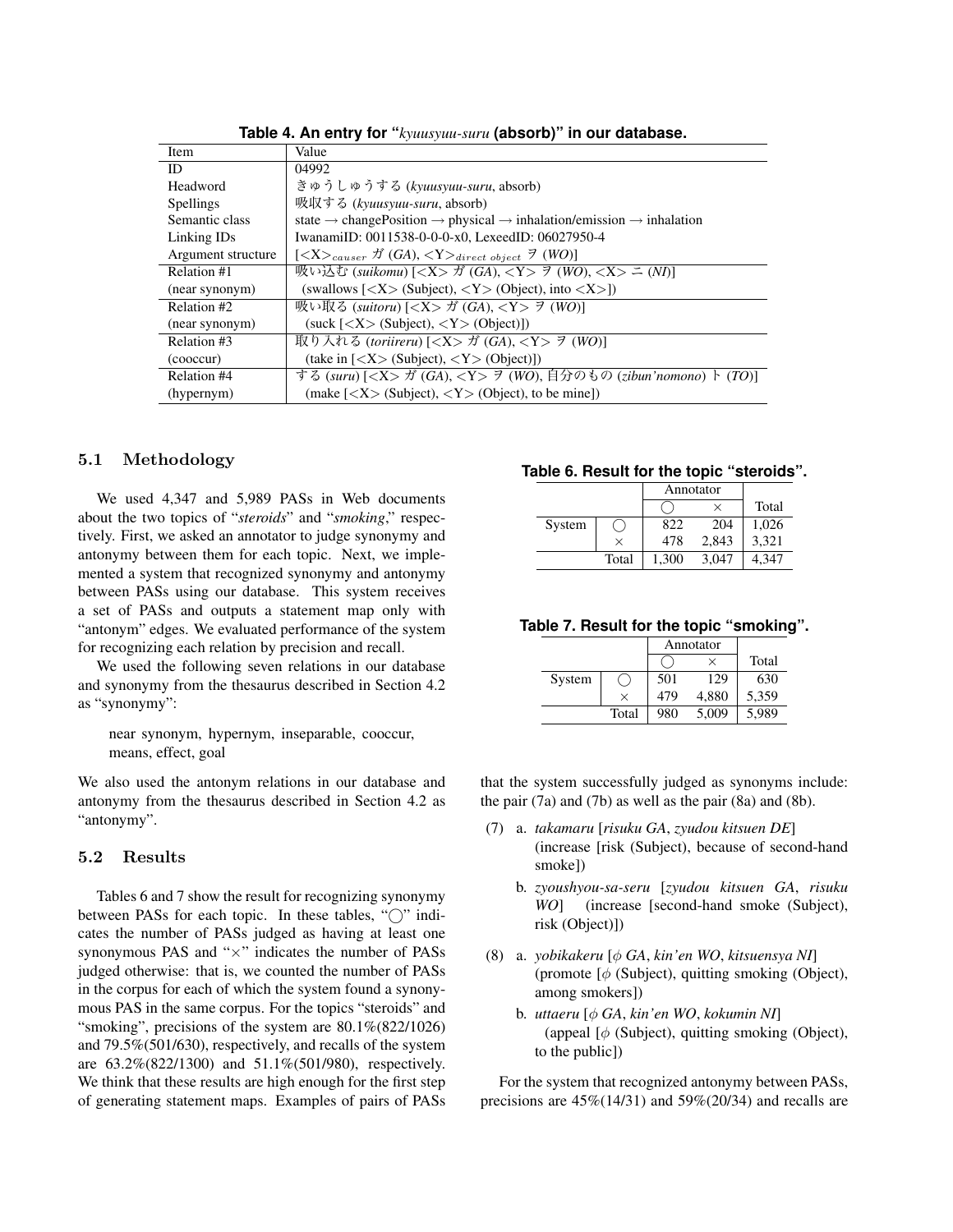**Table 4. An entry for "*kyuusyuu-suru* (absorb)" in our database.**

| Item | Value |
|---|---|
| ID | 04992 |
| Headword | きゅうしゅうする (*kyuusyuu-suru*, absorb) |
| Spellings | 吸収する (*kyuusyuu-suru*, absorb) |
| Semantic class | state → changePosition → physical → inhalation/emission → inhalation |
| Linking IDs | IwanamiID: 0011538-0-0-0-x0, LexeedID: 06027950-4 |
| Argument structure | [<X>$_{causer}$ ガ (*GA*), <Y>$_{direct\ object}$ ヲ (*WO*)] |
| Relation #1 (near synonym) | 吸い込む (*suikomu*) [<X> ガ (*GA*), <Y> ヲ (*WO*), <X> ニ (*NI*)] (swallows [<X> (Subject), <Y> (Object), into <X>]) |
| Relation #2 (near synonym) | 吸い取る (*suitoru*) [<X> ガ (*GA*), <Y> ヲ (*WO*)] (suck [<X> (Subject), <Y> (Object)]) |
| Relation #3 (cooccur) | 取り入れる (*toriireru*) [<X> ガ (*GA*), <Y> ヲ (*WO*)] (take in [<X> (Subject), <Y> (Object)]) |
| Relation #4 (hypernym) | する (*suru*) [<X> ガ (*GA*), <Y> ヲ (*WO*), 自分のもの (*zibun'nomono*) ト (*TO*)] (make [<X> (Subject), <Y> (Object), to be mine]) |

### 5.1 Methodology

We used 4,347 and 5,989 PASs in Web documents about the two topics of "*steroids*" and "*smoking*," respectively. First, we asked an annotator to judge synonymy and antonymy between them for each topic. Next, we implemented a system that recognized synonymy and antonymy between PASs using our database. This system receives a set of PASs and outputs a statement map only with "antonym" edges. We evaluated performance of the system for recognizing each relation by precision and recall.

We used the following seven relations in our database and synonymy from the thesaurus described in Section 4.2 as "synonymy":

> near synonym, hypernym, inseparable, cooccur, means, effect, goal

We also used the antonym relations in our database and antonymy from the thesaurus described in Section 4.2 as "antonymy".

### 5.2 Results

Tables 6 and 7 show the result for recognizing synonymy between PASs for each topic. In these tables, "○" indicates the number of PASs judged as having at least one synonymous PAS and "×" indicates the number of PASs judged otherwise: that is, we counted the number of PASs in the corpus for each of which the system found a synonymous PAS in the same corpus. For the topics "steroids" and "smoking", precisions of the system are 80.1%(822/1026) and 79.5%(501/630), respectively, and recalls of the system are 63.2%(822/1300) and 51.1%(501/980), respectively. We think that these results are high enough for the first step of generating statement maps. Examples of pairs of PASs that the system successfully judged as synonyms include: the pair (7a) and (7b) as well as the pair (8a) and (8b).

**Table 6. Result for the topic "steroids".**

| | | Annotator ○ | Annotator × | Total |
|---|---|---|---|---|
| System | ○ | 822 | 204 | 1,026 |
| | × | 478 | 2,843 | 3,321 |
| | Total | 1,300 | 3,047 | 4,347 |

**Table 7. Result for the topic "smoking".**

| | | Annotator ○ | Annotator × | Total |
|---|---|---|---|---|
| System | ○ | 501 | 129 | 630 |
| | × | 479 | 4,880 | 5,359 |
| | Total | 980 | 5,009 | 5,989 |

(7) a. *takamaru* [*risuku GA*, *zyudou kitsuen DE*] (increase [risk (Subject), because of second-hand smoke])

b. *zyoushyou-sa-seru* [*zyudou kitsuen GA*, *risuku WO*] (increase [second-hand smoke (Subject), risk (Object)])

(8) a. *yobikakeru* [$\phi$ *GA*, *kin'en WO*, *kitsuensya NI*] (promote [$\phi$ (Subject), quitting smoking (Object), among smokers])

b. *uttaeru* [$\phi$ *GA*, *kin'en WO*, *kokumin NI*] (appeal [$\phi$ (Subject), quitting smoking (Object), to the public])

For the system that recognized antonymy between PASs, precisions are 45%(14/31) and 59%(20/34) and recalls are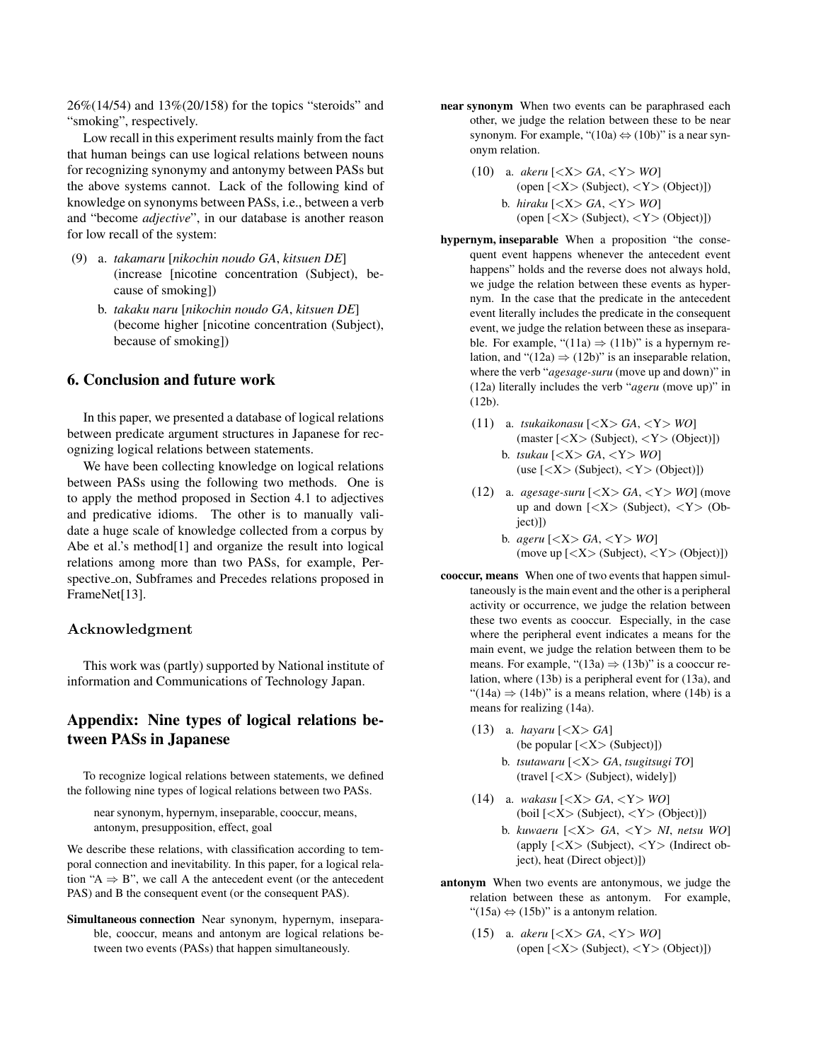26%(14/54) and 13%(20/158) for the topics "steroids" and "smoking", respectively.

Low recall in this experiment results mainly from the fact that human beings can use logical relations between nouns for recognizing synonymy and antonymy between PASs but the above systems cannot. Lack of the following kind of knowledge on synonyms between PASs, i.e., between a verb and "become *adjective*", in our database is another reason for low recall of the system:

(9) a. *takamaru* [*nikochin noudo GA*, *kitsuen DE*] (increase [nicotine concentration (Subject), because of smoking])

b. *takaku naru* [*nikochin noudo GA*, *kitsuen DE*] (become higher [nicotine concentration (Subject), because of smoking])

## 6. Conclusion and future work

In this paper, we presented a database of logical relations between predicate argument structures in Japanese for recognizing logical relations between statements.

We have been collecting knowledge on logical relations between PASs using the following two methods. One is to apply the method proposed in Section 4.1 to adjectives and predicative idioms. The other is to manually validate a huge scale of knowledge collected from a corpus by Abe et al.'s method[1] and organize the result into logical relations among more than two PASs, for example, Perspective_on, Subframes and Precedes relations proposed in FrameNet[13].

### Acknowledgment

This work was (partly) supported by National institute of information and Communications of Technology Japan.

## Appendix: Nine types of logical relations between PASs in Japanese

To recognize logical relations between statements, we defined the following nine types of logical relations between two PASs.

> near synonym, hypernym, inseparable, cooccur, means, antonym, presupposition, effect, goal

We describe these relations, with classification according to temporal connection and inevitability. In this paper, for a logical relation "A ⇒ B", we call A the antecedent event (or the antecedent PAS) and B the consequent event (or the consequent PAS).

**Simultaneous connection** Near synonym, hypernym, inseparable, cooccur, means and antonym are logical relations between two events (PASs) that happen simultaneously.

**near synonym** When two events can be paraphrased each other, we judge the relation between these to be near synonym. For example, "(10a) ⇔ (10b)" is a near synonym relation.

(10) a. *akeru* [<X> *GA*, <Y> *WO*] (open [<X> (Subject), <Y> (Object)])

b. *hiraku* [<X> *GA*, <Y> *WO*] (open [<X> (Subject), <Y> (Object)])

**hypernym, inseparable** When a proposition "the consequent event happens whenever the antecedent event happens" holds and the reverse does not always hold, we judge the relation between these events as hypernym. In the case that the predicate in the antecedent event literally includes the predicate in the consequent event, we judge the relation between these as inseparable. For example, "(11a) ⇒ (11b)" is a hypernym relation, and "(12a) ⇒ (12b)" is an inseparable relation, where the verb "*agesage-suru* (move up and down)" in (12a) literally includes the verb "*ageru* (move up)" in (12b).

(11) a. *tsukaikonasu* [<X> *GA*, <Y> *WO*] (master [<X> (Subject), <Y> (Object)])

b. *tsukau* [<X> *GA*, <Y> *WO*] (use [<X> (Subject), <Y> (Object)])

(12) a. *agesage-suru* [<X> *GA*, <Y> *WO*] (move up and down [<X> (Subject), <Y> (Object)])

b. *ageru* [<X> *GA*, <Y> *WO*] (move up [<X> (Subject), <Y> (Object)])

**cooccur, means** When one of two events that happen simultaneously is the main event and the other is a peripheral activity or occurrence, we judge the relation between these two events as cooccur. Especially, in the case where the peripheral event indicates a means for the main event, we judge the relation between them to be means. For example, "(13a) ⇒ (13b)" is a cooccur relation, where (13b) is a peripheral event for (13a), and "(14a) ⇒ (14b)" is a means relation, where (14b) is a means for realizing (14a).

(13) a. *hayaru* [<X> *GA*] (be popular [<X> (Subject)])

b. *tsutawaru* [<X> *GA*, *tsugitsugi TO*] (travel [<X> (Subject), widely])

(14) a. *wakasu* [<X> *GA*, <Y> *WO*] (boil [<X> (Subject), <Y> (Object)])

b. *kuwaeru* [<X> *GA*, <Y> *NI*, *netsu WO*] (apply [<X> (Subject), <Y> (Indirect object), heat (Direct object)])

**antonym** When two events are antonymous, we judge the relation between these as antonym. For example, "(15a) ⇔ (15b)" is a antonym relation.

(15) a. *akeru* [<X> *GA*, <Y> *WO*] (open [<X> (Subject), <Y> (Object)])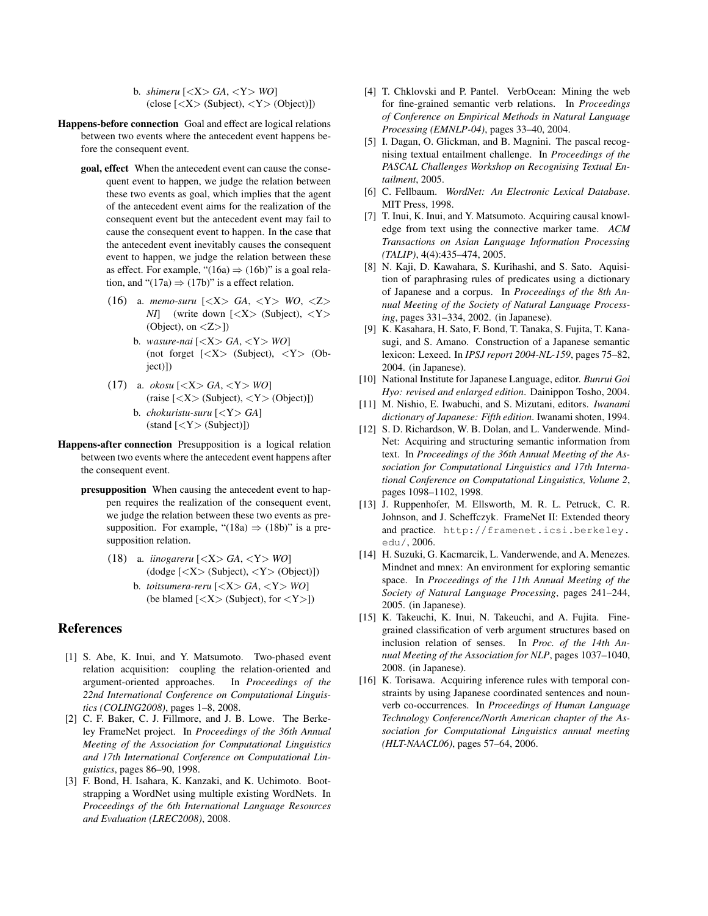b. *shimeru* [<X> *GA*, <Y> *WO*]
(close [<X> (Subject), <Y> (Object)])

**Happens-before connection** Goal and effect are logical relations between two events where the antecedent event happens before the consequent event.

**goal, effect** When the antecedent event can cause the consequent event to happen, we judge the relation between these two events as goal, which implies that the agent of the antecedent event aims for the realization of the consequent event but the antecedent event may fail to cause the consequent event to happen. In the case that the antecedent event inevitably causes the consequent event to happen, we judge the relation between these as effect. For example, "(16a) ⇒ (16b)" is a goal relation, and "(17a) ⇒ (17b)" is a effect relation.

(16) a. *memo-suru* [<X> *GA*, <Y> *WO*, <Z> *NI*] (write down [<X> (Subject), <Y> (Object), on <Z>])
b. *wasure-nai* [<X> *GA*, <Y> *WO*] (not forget [<X> (Subject), <Y> (Object)])

(17) a. *okosu* [<X> *GA*, <Y> *WO*] (raise [<X> (Subject), <Y> (Object)])
b. *chokuristu-suru* [<Y> *GA*] (stand [<Y> (Subject)])

**Happens-after connection** Presupposition is a logical relation between two events where the antecedent event happens after the consequent event.

**presupposition** When causing the antecedent event to happen requires the realization of the consequent event, we judge the relation between these two events as presupposition. For example, "(18a) ⇒ (18b)" is a presupposition relation.

(18) a. *iinogareru* [<X> *GA*, <Y> *WO*] (dodge [<X> (Subject), <Y> (Object)])
b. *toitsumera-reru* [<X> *GA*, <Y> *WO*] (be blamed [<X> (Subject), for <Y>])

## References

[1] S. Abe, K. Inui, and Y. Matsumoto. Two-phased event relation acquisition: coupling the relation-oriented and argument-oriented approaches. In *Proceedings of the 22nd International Conference on Computational Linguistics (COLING2008)*, pages 1–8, 2008.

[2] C. F. Baker, C. J. Fillmore, and J. B. Lowe. The Berkeley FrameNet project. In *Proceedings of the 36th Annual Meeting of the Association for Computational Linguistics and 17th International Conference on Computational Linguistics*, pages 86–90, 1998.

[3] F. Bond, H. Isahara, K. Kanzaki, and K. Uchimoto. Bootstrapping a WordNet using multiple existing WordNets. In *Proceedings of the 6th International Language Resources and Evaluation (LREC2008)*, 2008.

[4] T. Chklovski and P. Pantel. VerbOcean: Mining the web for fine-grained semantic verb relations. In *Proceedings of Conference on Empirical Methods in Natural Language Processing (EMNLP-04)*, pages 33–40, 2004.

[5] I. Dagan, O. Glickman, and B. Magnini. The pascal recognising textual entailment challenge. In *Proceedings of the PASCAL Challenges Workshop on Recognising Textual Entailment*, 2005.

[6] C. Fellbaum. *WordNet: An Electronic Lexical Database*. MIT Press, 1998.

[7] T. Inui, K. Inui, and Y. Matsumoto. Acquiring causal knowledge from text using the connective marker tame. *ACM Transactions on Asian Language Information Processing (TALIP)*, 4(4):435–474, 2005.

[8] N. Kaji, D. Kawahara, S. Kurihashi, and S. Sato. Aquisition of paraphrasing rules of predicates using a dictionary of Japanese and a corpus. In *Proceedings of the 8th Annual Meeting of the Society of Natural Language Processing*, pages 331–334, 2002. (in Japanese).

[9] K. Kasahara, H. Sato, F. Bond, T. Tanaka, S. Fujita, T. Kanasugi, and S. Amano. Construction of a Japanese semantic lexicon: Lexeed. In *IPSJ report 2004-NL-159*, pages 75–82, 2004. (in Japanese).

[10] National Institute for Japanese Language, editor. *Bunrui Goi Hyo: revised and enlarged edition*. Dainippon Tosho, 2004.

[11] M. Nishio, E. Iwabuchi, and S. Mizutani, editors. *Iwanami dictionary of Japanese: Fifth edition*. Iwanami shoten, 1994.

[12] S. D. Richardson, W. B. Dolan, and L. Vanderwende. MindNet: Acquiring and structuring semantic information from text. In *Proceedings of the 36th Annual Meeting of the Association for Computational Linguistics and 17th International Conference on Computational Linguistics, Volume 2*, pages 1098–1102, 1998.

[13] J. Ruppenhofer, M. Ellsworth, M. R. L. Petruck, C. R. Johnson, and J. Scheffczyk. FrameNet II: Extended theory and practice. http://framenet.icsi.berkeley.edu/, 2006.

[14] H. Suzuki, G. Kacmarcik, L. Vanderwende, and A. Menezes. Mindnet and mnex: An environment for exploring semantic space. In *Proceedings of the 11th Annual Meeting of the Society of Natural Language Processing*, pages 241–244, 2005. (in Japanese).

[15] K. Takeuchi, K. Inui, N. Takeuchi, and A. Fujita. Fine-grained classification of verb argument structures based on inclusion relation of senses. In *Proc. of the 14th Annual Meeting of the Association for NLP*, pages 1037–1040, 2008. (in Japanese).

[16] K. Torisawa. Acquiring inference rules with temporal constraints by using Japanese coordinated sentences and noun-verb co-occurrences. In *Proceedings of Human Language Technology Conference/North American chapter of the Association for Computational Linguistics annual meeting (HLT-NAACL06)*, pages 57–64, 2006.